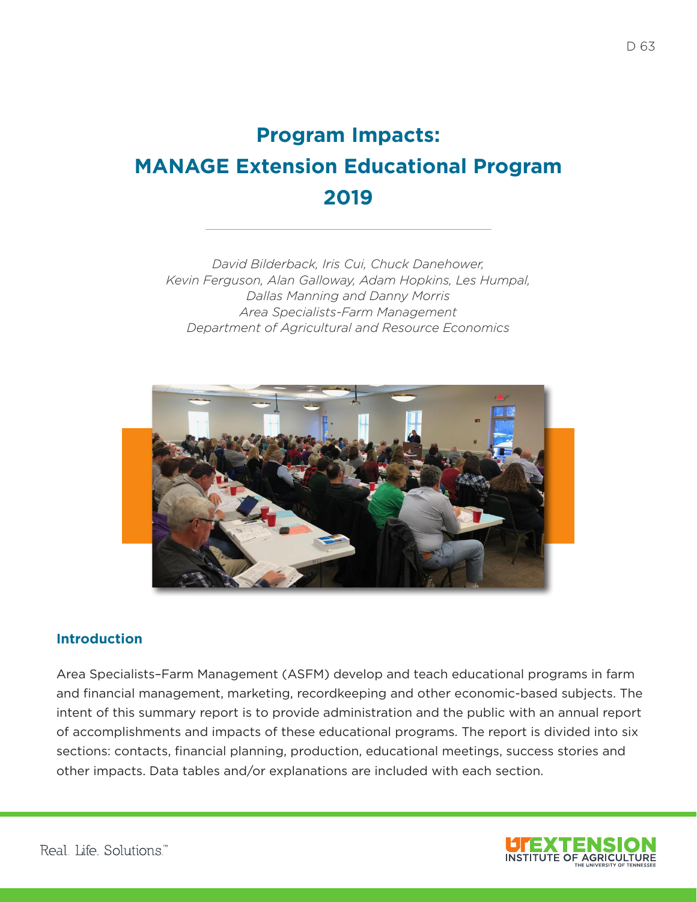# Program Impacts: MANAGE Extension Educational Program 2019

*David Bilderback, Iris Cui, Chuck Danehower,*
*Kevin Ferguson, Alan Galloway, Adam Hopkins, Les Humpal,*
*Dallas Manning and Danny Morris*
*Area Specialists-Farm Management*
*Department of Agricultural and Resource Economics*

## Introduction

Area Specialists–Farm Management (ASFM) develop and teach educational programs in farm and financial management, marketing, recordkeeping and other economic-based subjects. The intent of this summary report is to provide administration and the public with an annual report of accomplishments and impacts of these educational programs. The report is divided into six sections: contacts, financial planning, production, educational meetings, success stories and other impacts. Data tables and/or explanations are included with each section.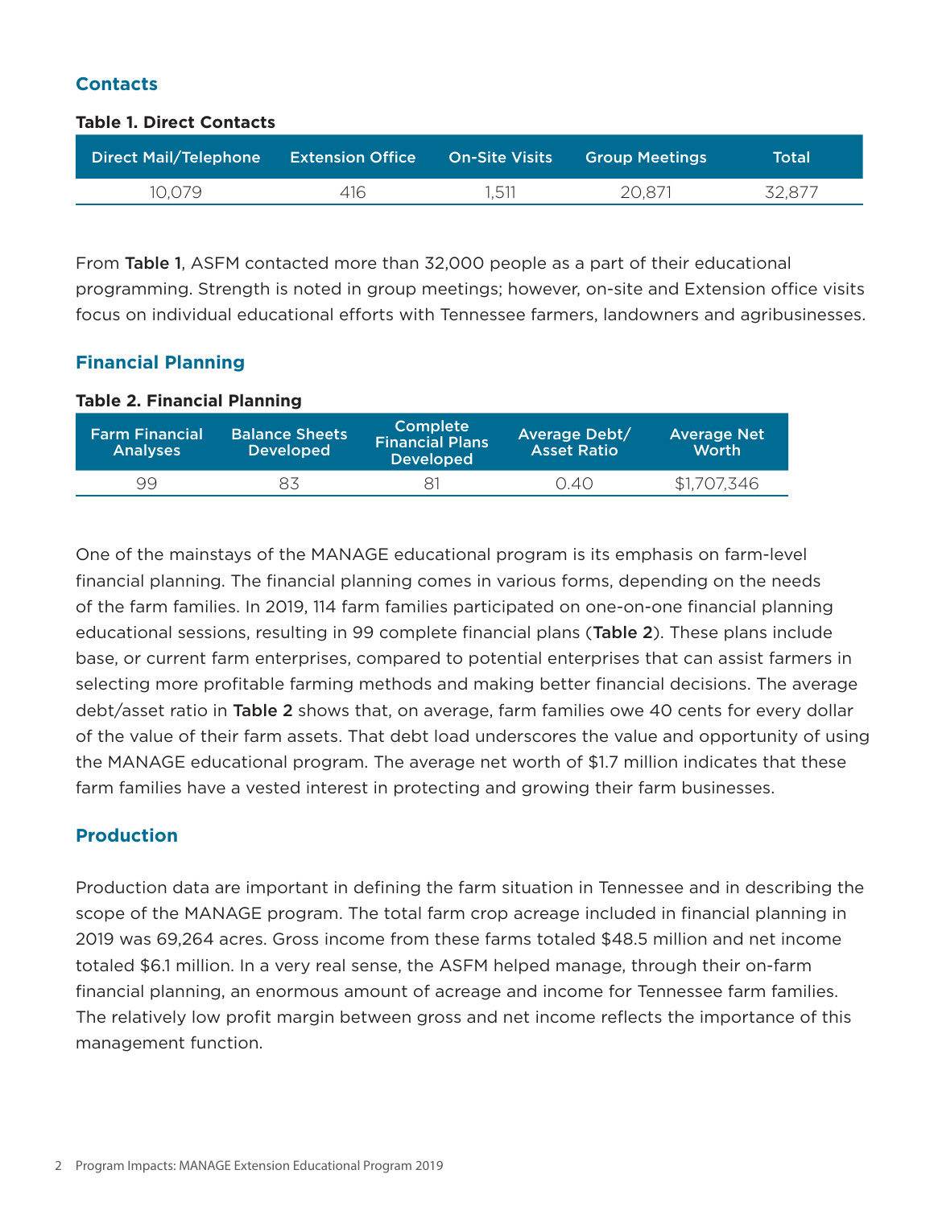## Contacts

**Table 1. Direct Contacts**

| Direct Mail/Telephone | Extension Office | On-Site Visits | Group Meetings | Total |
|---|---|---|---|---|
| 10,079 | 416 | 1,511 | 20,871 | 32,877 |

From **Table 1**, ASFM contacted more than 32,000 people as a part of their educational programming. Strength is noted in group meetings; however, on-site and Extension office visits focus on individual educational efforts with Tennessee farmers, landowners and agribusinesses.

## Financial Planning

**Table 2. Financial Planning**

| Farm Financial Analyses | Balance Sheets Developed | Complete Financial Plans Developed | Average Debt/ Asset Ratio | Average Net Worth |
|---|---|---|---|---|
| 99 | 83 | 81 | 0.40 | $1,707,346 |

One of the mainstays of the MANAGE educational program is its emphasis on farm-level financial planning. The financial planning comes in various forms, depending on the needs of the farm families. In 2019, 114 farm families participated on one-on-one financial planning educational sessions, resulting in 99 complete financial plans (**Table 2**). These plans include base, or current farm enterprises, compared to potential enterprises that can assist farmers in selecting more profitable farming methods and making better financial decisions. The average debt/asset ratio in **Table 2** shows that, on average, farm families owe 40 cents for every dollar of the value of their farm assets. That debt load underscores the value and opportunity of using the MANAGE educational program. The average net worth of $1.7 million indicates that these farm families have a vested interest in protecting and growing their farm businesses.

## Production

Production data are important in defining the farm situation in Tennessee and in describing the scope of the MANAGE program. The total farm crop acreage included in financial planning in 2019 was 69,264 acres. Gross income from these farms totaled $48.5 million and net income totaled $6.1 million. In a very real sense, the ASFM helped manage, through their on-farm financial planning, an enormous amount of acreage and income for Tennessee farm families. The relatively low profit margin between gross and net income reflects the importance of this management function.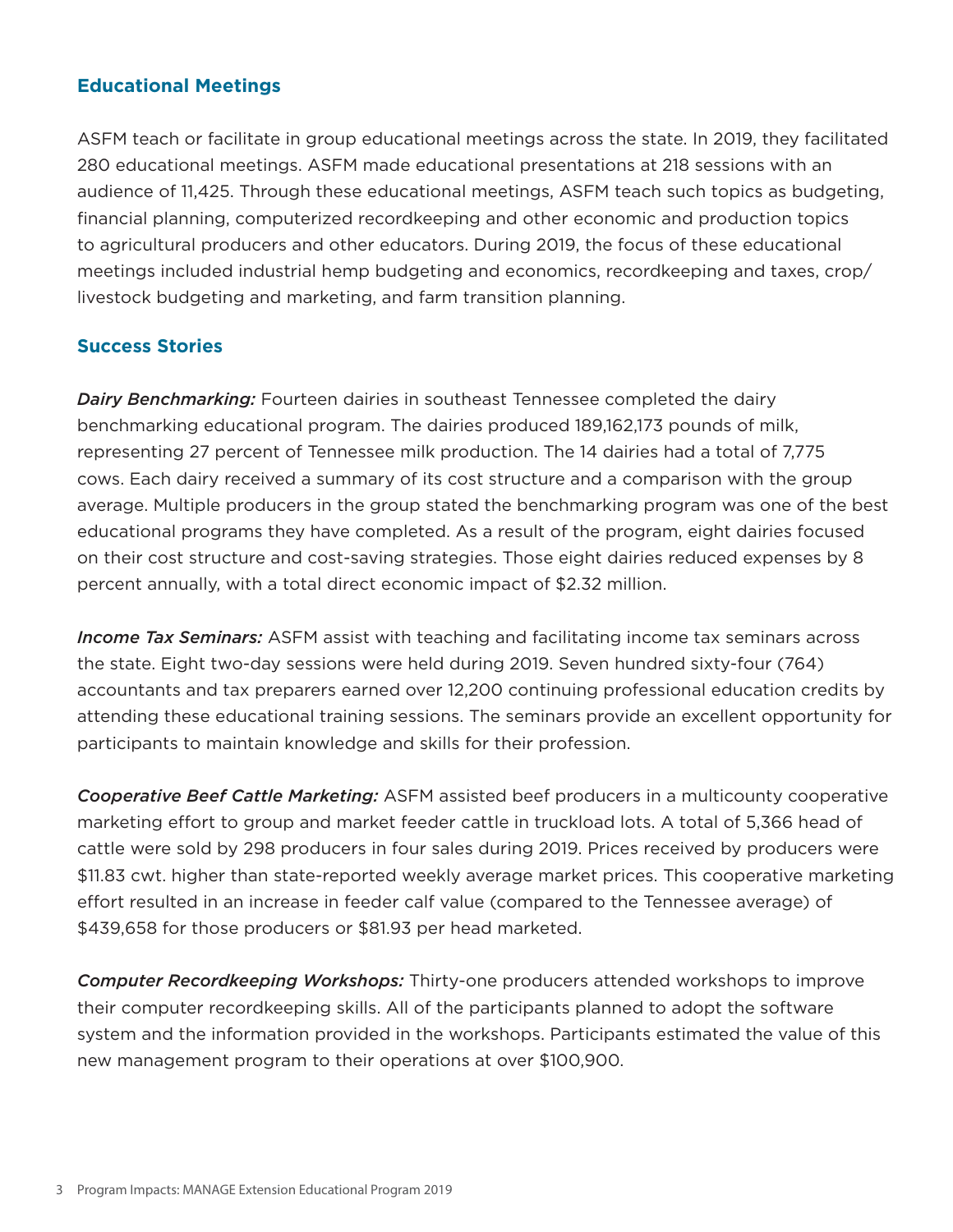## Educational Meetings

ASFM teach or facilitate in group educational meetings across the state. In 2019, they facilitated 280 educational meetings. ASFM made educational presentations at 218 sessions with an audience of 11,425. Through these educational meetings, ASFM teach such topics as budgeting, financial planning, computerized recordkeeping and other economic and production topics to agricultural producers and other educators. During 2019, the focus of these educational meetings included industrial hemp budgeting and economics, recordkeeping and taxes, crop/livestock budgeting and marketing, and farm transition planning.

## Success Stories

***Dairy Benchmarking:*** Fourteen dairies in southeast Tennessee completed the dairy benchmarking educational program. The dairies produced 189,162,173 pounds of milk, representing 27 percent of Tennessee milk production. The 14 dairies had a total of 7,775 cows. Each dairy received a summary of its cost structure and a comparison with the group average. Multiple producers in the group stated the benchmarking program was one of the best educational programs they have completed. As a result of the program, eight dairies focused on their cost structure and cost-saving strategies. Those eight dairies reduced expenses by 8 percent annually, with a total direct economic impact of $2.32 million.

***Income Tax Seminars:*** ASFM assist with teaching and facilitating income tax seminars across the state. Eight two-day sessions were held during 2019. Seven hundred sixty-four (764) accountants and tax preparers earned over 12,200 continuing professional education credits by attending these educational training sessions. The seminars provide an excellent opportunity for participants to maintain knowledge and skills for their profession.

***Cooperative Beef Cattle Marketing:*** ASFM assisted beef producers in a multicounty cooperative marketing effort to group and market feeder cattle in truckload lots. A total of 5,366 head of cattle were sold by 298 producers in four sales during 2019. Prices received by producers were $11.83 cwt. higher than state-reported weekly average market prices. This cooperative marketing effort resulted in an increase in feeder calf value (compared to the Tennessee average) of $439,658 for those producers or $81.93 per head marketed.

***Computer Recordkeeping Workshops:*** Thirty-one producers attended workshops to improve their computer recordkeeping skills. All of the participants planned to adopt the software system and the information provided in the workshops. Participants estimated the value of this new management program to their operations at over $100,900.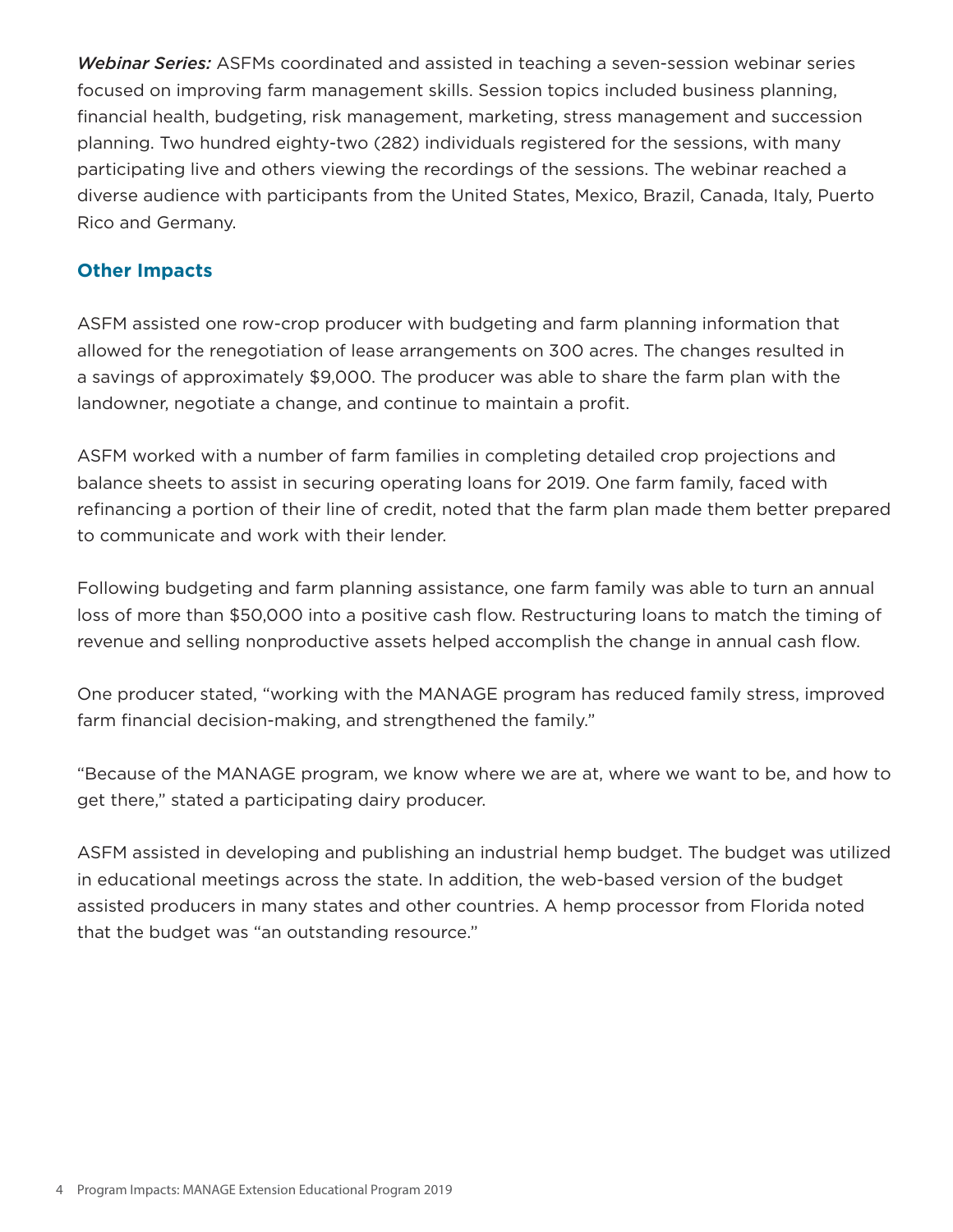***Webinar Series:*** ASFMs coordinated and assisted in teaching a seven-session webinar series focused on improving farm management skills. Session topics included business planning, financial health, budgeting, risk management, marketing, stress management and succession planning. Two hundred eighty-two (282) individuals registered for the sessions, with many participating live and others viewing the recordings of the sessions. The webinar reached a diverse audience with participants from the United States, Mexico, Brazil, Canada, Italy, Puerto Rico and Germany.

## Other Impacts

ASFM assisted one row-crop producer with budgeting and farm planning information that allowed for the renegotiation of lease arrangements on 300 acres. The changes resulted in a savings of approximately $9,000. The producer was able to share the farm plan with the landowner, negotiate a change, and continue to maintain a profit.

ASFM worked with a number of farm families in completing detailed crop projections and balance sheets to assist in securing operating loans for 2019. One farm family, faced with refinancing a portion of their line of credit, noted that the farm plan made them better prepared to communicate and work with their lender.

Following budgeting and farm planning assistance, one farm family was able to turn an annual loss of more than $50,000 into a positive cash flow. Restructuring loans to match the timing of revenue and selling nonproductive assets helped accomplish the change in annual cash flow.

One producer stated, "working with the MANAGE program has reduced family stress, improved farm financial decision-making, and strengthened the family."

"Because of the MANAGE program, we know where we are at, where we want to be, and how to get there," stated a participating dairy producer.

ASFM assisted in developing and publishing an industrial hemp budget. The budget was utilized in educational meetings across the state. In addition, the web-based version of the budget assisted producers in many states and other countries. A hemp processor from Florida noted that the budget was "an outstanding resource."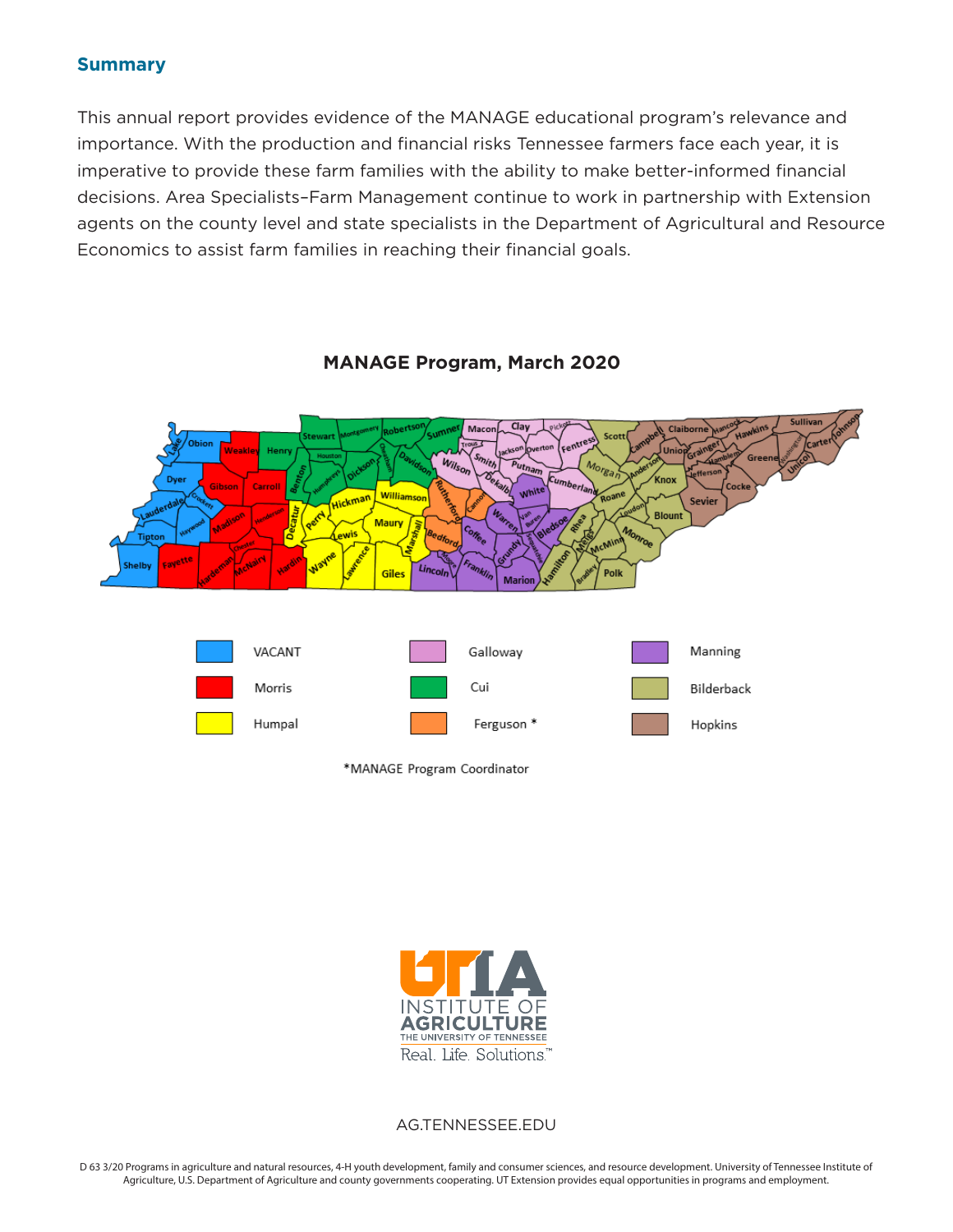## Summary

This annual report provides evidence of the MANAGE educational program's relevance and importance. With the production and financial risks Tennessee farmers face each year, it is imperative to provide these farm families with the ability to make better-informed financial decisions. Area Specialists–Farm Management continue to work in partnership with Extension agents on the county level and state specialists in the Department of Agricultural and Resource Economics to assist farm families in reaching their financial goals.

**MANAGE Program, March 2020**

VACANT
Morris
Humpal
Galloway
Cui
Ferguson *
Manning
Bilderback
Hopkins

*MANAGE Program Coordinator

UTIA INSTITUTE OF AGRICULTURE THE UNIVERSITY OF TENNESSEE Real. Life. Solutions.™

AG.TENNESSEE.EDU

D 63 3/20 Programs in agriculture and natural resources, 4-H youth development, family and consumer sciences, and resource development. University of Tennessee Institute of Agriculture, U.S. Department of Agriculture and county governments cooperating. UT Extension provides equal opportunities in programs and employment.